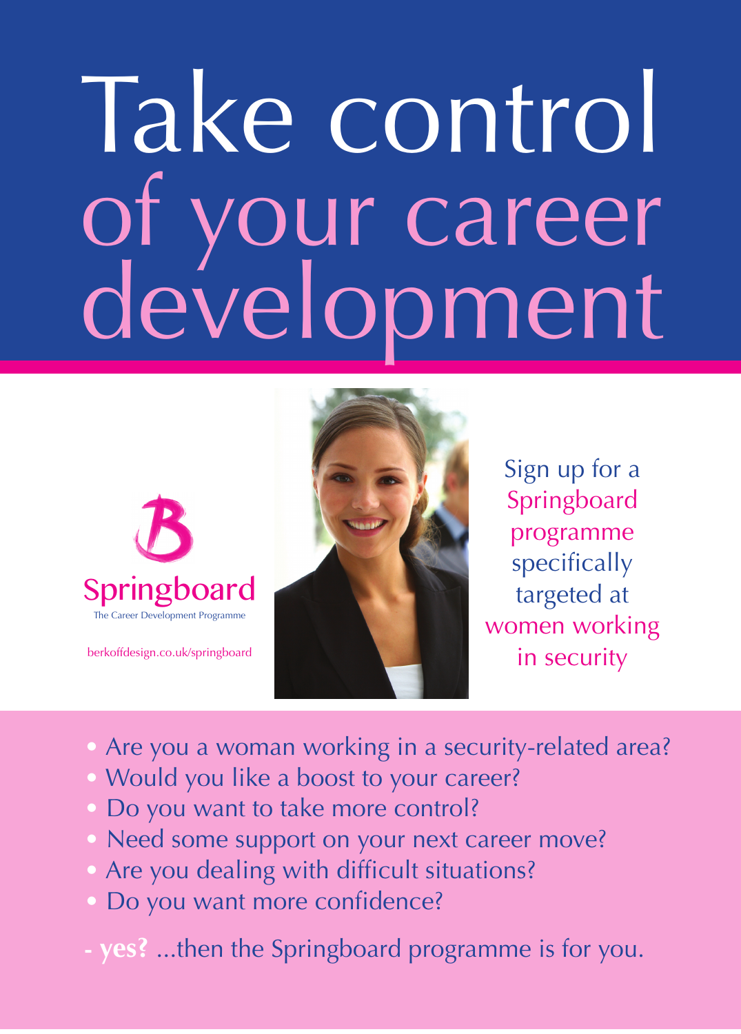# Take control of your career development

Springboard

The Career Development Programme

berkoffdesign.co.uk/springboard

Sign up for a Springboard programme specifically targeted at women working in security

- Are you a woman working in a security-related area?
- Would you like a boost to your career?
- Do you want to take more control?
- Need some support on your next career move?
- Are you dealing with difficult situations?
- Do you want more confidence?

**- yes?** ...then the Springboard programme is for you.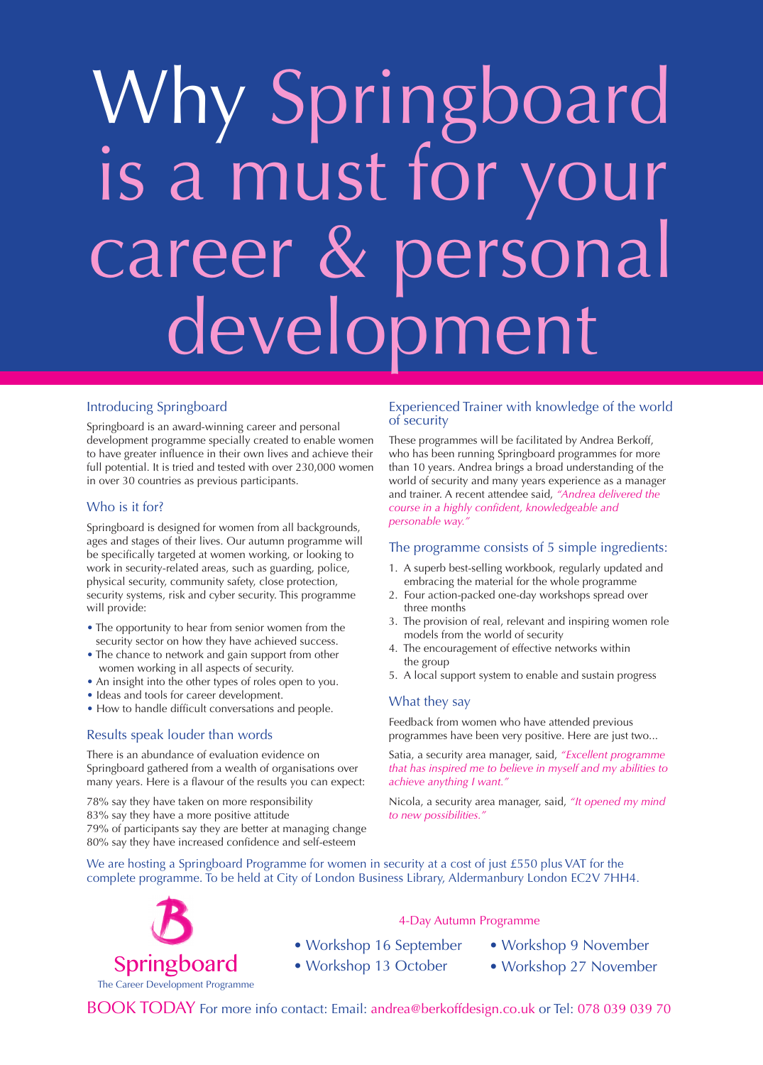# Why Springboard is a must for your career & personal development

## Introducing Springboard

Springboard is an award-winning career and personal development programme specially created to enable women to have greater influence in their own lives and achieve their full potential. It is tried and tested with over 230,000 women in over 30 countries as previous participants.

## Who is it for?

Springboard is designed for women from all backgrounds, ages and stages of their lives. Our autumn programme will be specifically targeted at women working, or looking to work in security-related areas, such as guarding, police, physical security, community safety, close protection, security systems, risk and cyber security. This programme will provide:

- The opportunity to hear from senior women from the security sector on how they have achieved success.
- The chance to network and gain support from other women working in all aspects of security.
- An insight into the other types of roles open to you.
- Ideas and tools for career development.
- How to handle difficult conversations and people.

## Results speak louder than words

There is an abundance of evaluation evidence on Springboard gathered from a wealth of organisations over many years. Here is a flavour of the results you can expect:

78% say they have taken on more responsibility
83% say they have a more positive attitude
79% of participants say they are better at managing change
80% say they have increased confidence and self-esteem

## Experienced Trainer with knowledge of the world of security

These programmes will be facilitated by Andrea Berkoff, who has been running Springboard programmes for more than 10 years. Andrea brings a broad understanding of the world of security and many years experience as a manager and trainer. A recent attendee said, *"Andrea delivered the course in a highly confident, knowledgeable and personable way."*

## The programme consists of 5 simple ingredients:

1. A superb best-selling workbook, regularly updated and embracing the material for the whole programme
2. Four action-packed one-day workshops spread over three months
3. The provision of real, relevant and inspiring women role models from the world of security
4. The encouragement of effective networks within the group
5. A local support system to enable and sustain progress

## What they say

Feedback from women who have attended previous programmes have been very positive. Here are just two...

Satia, a security area manager, said, *"Excellent programme that has inspired me to believe in myself and my abilities to achieve anything I want."*

Nicola, a security area manager, said, *"It opened my mind to new possibilities."*

We are hosting a Springboard Programme for women in security at a cost of just £550 plus VAT for the complete programme. To be held at City of London Business Library, Aldermanbury London EC2V 7HH4.

Springboard
The Career Development Programme

4-Day Autumn Programme

- Workshop 16 September
- Workshop 13 October
- Workshop 9 November
- Workshop 27 November

BOOK TODAY For more info contact: Email: andrea@berkoffdesign.co.uk or Tel: 078 039 039 70